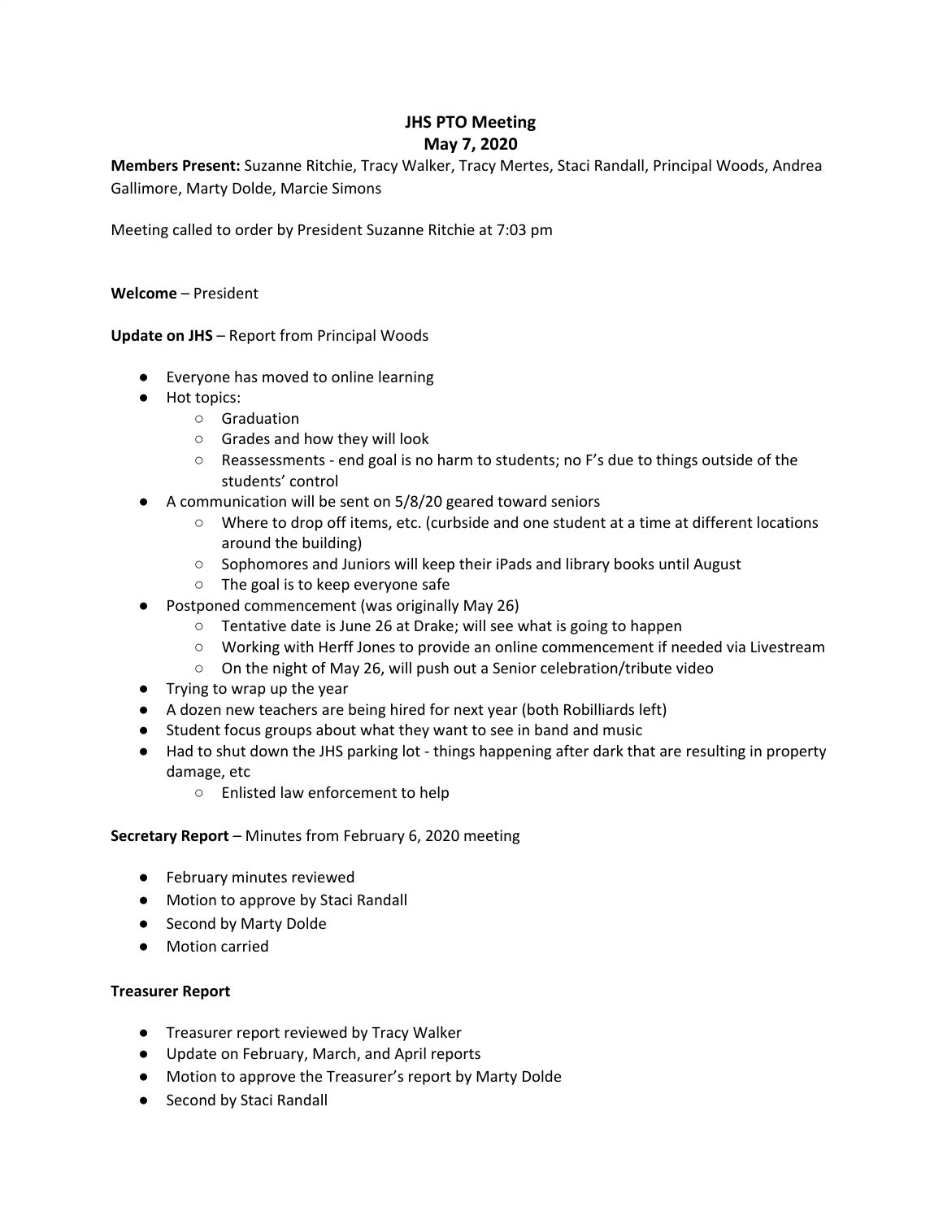# JHS PTO Meeting
## May 7, 2020

**Members Present:** Suzanne Ritchie, Tracy Walker, Tracy Mertes, Staci Randall, Principal Woods, Andrea Gallimore, Marty Dolde, Marcie Simons

Meeting called to order by President Suzanne Ritchie at 7:03 pm

**Welcome** – President

**Update on JHS** – Report from Principal Woods

- Everyone has moved to online learning
- Hot topics:
  - Graduation
  - Grades and how they will look
  - Reassessments - end goal is no harm to students; no F's due to things outside of the students' control
- A communication will be sent on 5/8/20 geared toward seniors
  - Where to drop off items, etc. (curbside and one student at a time at different locations around the building)
  - Sophomores and Juniors will keep their iPads and library books until August
  - The goal is to keep everyone safe
- Postponed commencement (was originally May 26)
  - Tentative date is June 26 at Drake; will see what is going to happen
  - Working with Herff Jones to provide an online commencement if needed via Livestream
  - On the night of May 26, will push out a Senior celebration/tribute video
- Trying to wrap up the year
- A dozen new teachers are being hired for next year (both Robilliards left)
- Student focus groups about what they want to see in band and music
- Had to shut down the JHS parking lot - things happening after dark that are resulting in property damage, etc
  - Enlisted law enforcement to help

**Secretary Report** – Minutes from February 6, 2020 meeting

- February minutes reviewed
- Motion to approve by Staci Randall
- Second by Marty Dolde
- Motion carried

**Treasurer Report**

- Treasurer report reviewed by Tracy Walker
- Update on February, March, and April reports
- Motion to approve the Treasurer's report by Marty Dolde
- Second by Staci Randall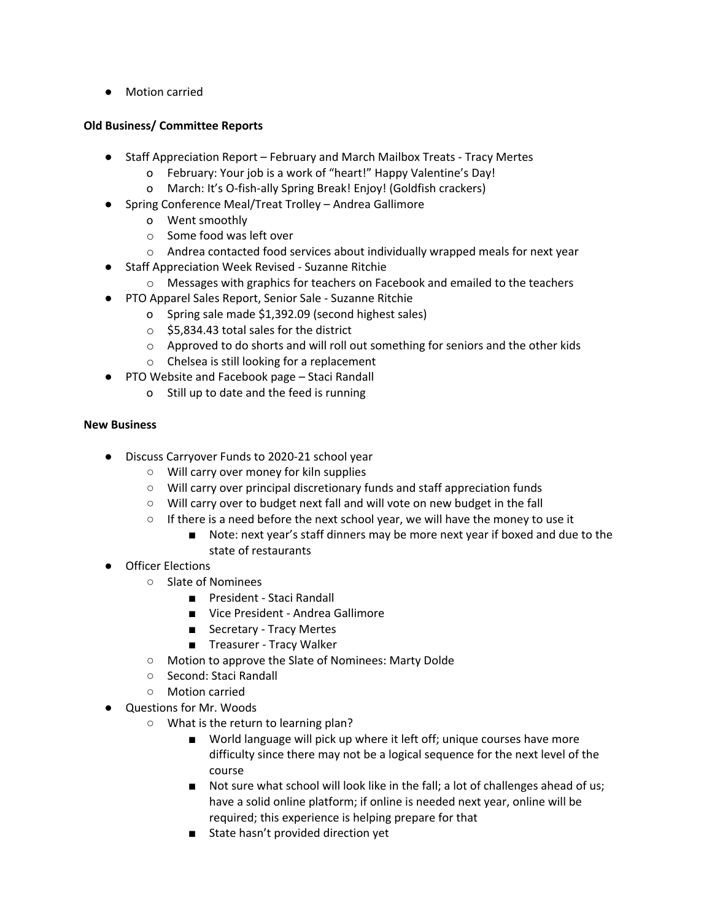- Motion carried

**Old Business/ Committee Reports**

- Staff Appreciation Report – February and March Mailbox Treats - Tracy Mertes
  - February: Your job is a work of "heart!" Happy Valentine's Day!
  - March: It's O-fish-ally Spring Break! Enjoy! (Goldfish crackers)
- Spring Conference Meal/Treat Trolley – Andrea Gallimore
  - Went smoothly
  - Some food was left over
  - Andrea contacted food services about individually wrapped meals for next year
- Staff Appreciation Week Revised - Suzanne Ritchie
  - Messages with graphics for teachers on Facebook and emailed to the teachers
- PTO Apparel Sales Report, Senior Sale - Suzanne Ritchie
  - Spring sale made $1,392.09 (second highest sales)
  - $5,834.43 total sales for the district
  - Approved to do shorts and will roll out something for seniors and the other kids
  - Chelsea is still looking for a replacement
- PTO Website and Facebook page – Staci Randall
  - Still up to date and the feed is running

**New Business**

- Discuss Carryover Funds to 2020-21 school year
  - Will carry over money for kiln supplies
  - Will carry over principal discretionary funds and staff appreciation funds
  - Will carry over to budget next fall and will vote on new budget in the fall
  - If there is a need before the next school year, we will have the money to use it
    - Note: next year's staff dinners may be more next year if boxed and due to the state of restaurants
- Officer Elections
  - Slate of Nominees
    - President - Staci Randall
    - Vice President - Andrea Gallimore
    - Secretary - Tracy Mertes
    - Treasurer - Tracy Walker
  - Motion to approve the Slate of Nominees: Marty Dolde
  - Second: Staci Randall
  - Motion carried
- Questions for Mr. Woods
  - What is the return to learning plan?
    - World language will pick up where it left off; unique courses have more difficulty since there may not be a logical sequence for the next level of the course
    - Not sure what school will look like in the fall; a lot of challenges ahead of us; have a solid online platform; if online is needed next year, online will be required; this experience is helping prepare for that
    - State hasn't provided direction yet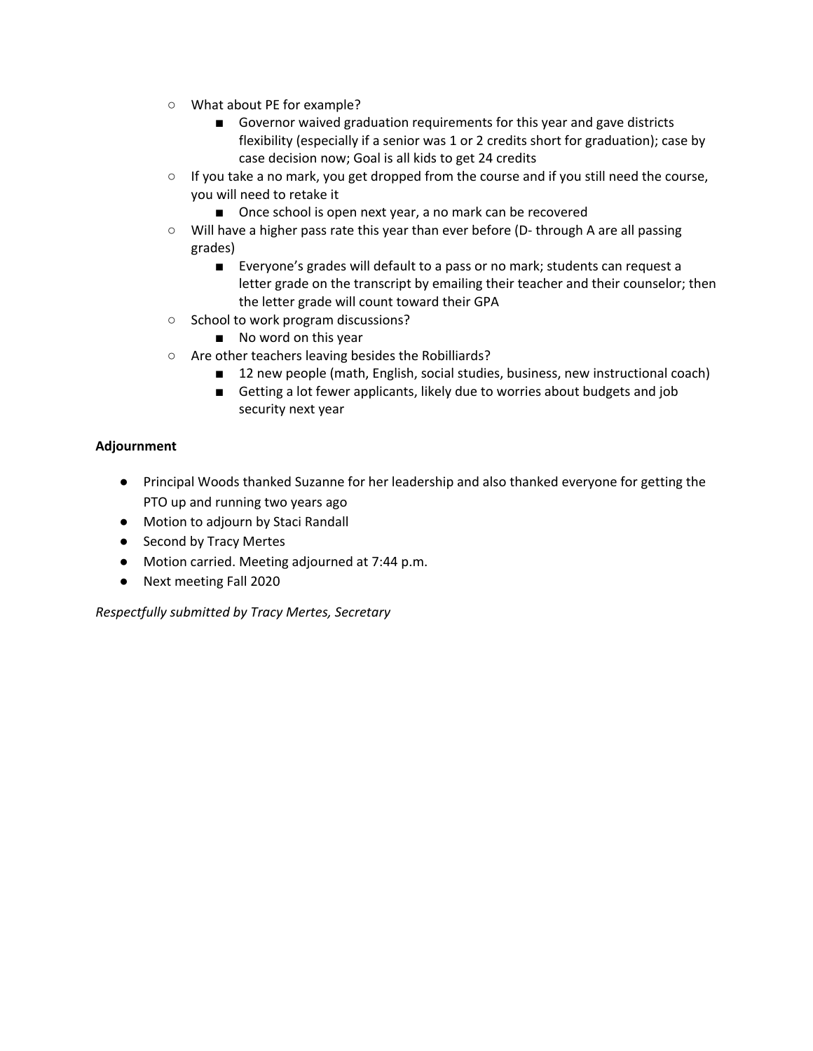- What about PE for example?
    - Governor waived graduation requirements for this year and gave districts flexibility (especially if a senior was 1 or 2 credits short for graduation); case by case decision now; Goal is all kids to get 24 credits
  - If you take a no mark, you get dropped from the course and if you still need the course, you will need to retake it
    - Once school is open next year, a no mark can be recovered
  - Will have a higher pass rate this year than ever before (D- through A are all passing grades)
    - Everyone's grades will default to a pass or no mark; students can request a letter grade on the transcript by emailing their teacher and their counselor; then the letter grade will count toward their GPA
  - School to work program discussions?
    - No word on this year
  - Are other teachers leaving besides the Robilliards?
    - 12 new people (math, English, social studies, business, new instructional coach)
    - Getting a lot fewer applicants, likely due to worries about budgets and job security next year

**Adjournment**

- Principal Woods thanked Suzanne for her leadership and also thanked everyone for getting the PTO up and running two years ago
- Motion to adjourn by Staci Randall
- Second by Tracy Mertes
- Motion carried. Meeting adjourned at 7:44 p.m.
- Next meeting Fall 2020

*Respectfully submitted by Tracy Mertes, Secretary*